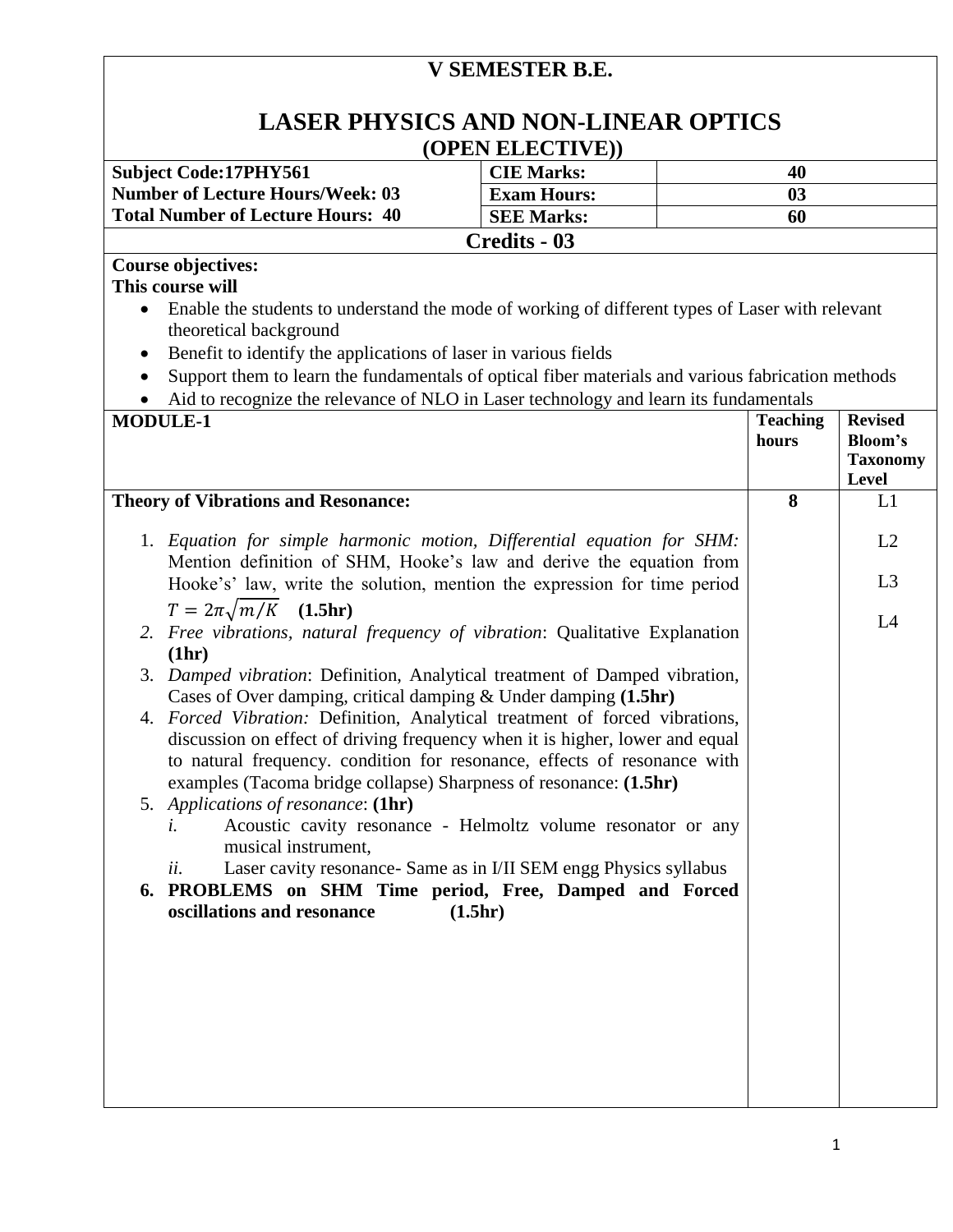# V SEMESTER B.E.

# LASER PHYSICS AND NON-LINEAR OPTICS
## (OPEN ELECTIVE))

| | | | |
|---|---|---|---|
| **Subject Code:17PHY561** | **CIE Marks:** | **40** | |
| **Number of Lecture Hours/Week: 03** | **Exam Hours:** | **03** | |
| **Total Number of Lecture Hours: 40** | **SEE Marks:** | **60** | |

**Credits - 03**

**Course objectives:**
**This course will**

- Enable the students to understand the mode of working of different types of Laser with relevant theoretical background
- Benefit to identify the applications of laser in various fields
- Support them to learn the fundamentals of optical fiber materials and various fabrication methods
- Aid to recognize the relevance of NLO in Laser technology and learn its fundamentals

| **MODULE-1** | **Teaching hours** | **Revised Bloom's Taxonomy Level** |
|---|---|---|
| **Theory of Vibrations and Resonance:** | **8** | L1 |
| 1. *Equation for simple harmonic motion, Differential equation for SHM:* Mention definition of SHM, Hooke's law and derive the equation from Hooke's' law, write the solution, mention the expression for time period $T = 2\pi\sqrt{m/K}$ **(1.5hr)** | | L2<br>L3<br>L4 |
| 2. *Free vibrations, natural frequency of vibration*: Qualitative Explanation **(1hr)** | | |
| 3. *Damped vibration*: Definition, Analytical treatment of Damped vibration, Cases of Over damping, critical damping & Under damping **(1.5hr)** | | |
| 4. *Forced Vibration:* Definition, Analytical treatment of forced vibrations, discussion on effect of driving frequency when it is higher, lower and equal to natural frequency. condition for resonance, effects of resonance with examples (Tacoma bridge collapse) Sharpness of resonance: **(1.5hr)** | | |
| 5. *Applications of resonance*: **(1hr)**<br>*i.* Acoustic cavity resonance - Helmoltz volume resonator or any musical instrument,<br>*ii.* Laser cavity resonance- Same as in I/II SEM engg Physics syllabus | | |
| **6. PROBLEMS on SHM Time period, Free, Damped and Forced oscillations and resonance (1.5hr)** | | |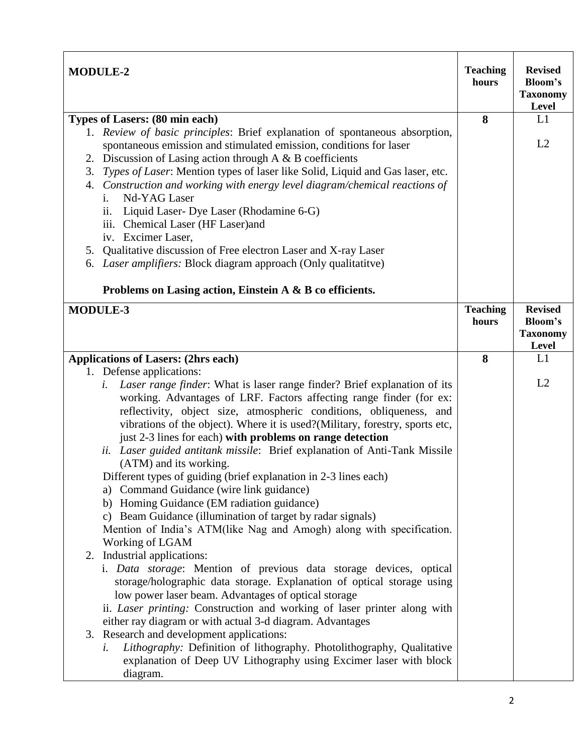| MODULE-2 | Teaching hours | Revised Bloom's Taxonomy Level |
|---|---|---|
| **Types of Lasers: (80 min each)**<br>1. *Review of basic principles*: Brief explanation of spontaneous absorption, spontaneous emission and stimulated emission, conditions for laser<br>2. Discussion of Lasing action through A & B coefficients<br>3. *Types of Laser*: Mention types of laser like Solid, Liquid and Gas laser, etc.<br>4. *Construction and working with energy level diagram/chemical reactions of*<br>&nbsp;&nbsp;&nbsp;i. Nd-YAG Laser<br>&nbsp;&nbsp;&nbsp;ii. Liquid Laser- Dye Laser (Rhodamine 6-G)<br>&nbsp;&nbsp;&nbsp;iii. Chemical Laser (HF Laser)and<br>&nbsp;&nbsp;&nbsp;iv. Excimer Laser,<br>5. Qualitative discussion of Free electron Laser and X-ray Laser<br>6. *Laser amplifiers:* Block diagram approach (Only qualitatitve)<br><br>**Problems on Lasing action, Einstein A & B co efficients.** | **8** | L1<br><br>L2 |

| MODULE-3 | Teaching hours | Revised Bloom's Taxonomy Level |
|---|---|---|
| **Applications of Lasers: (2hrs each)**<br>1. Defense applications:<br>&nbsp;&nbsp;&nbsp;*i. Laser range finder*: What is laser range finder? Brief explanation of its working. Advantages of LRF. Factors affecting range finder (for ex: reflectivity, object size, atmospheric conditions, obliqueness, and vibrations of the object). Where it is used?(Military, forestry, sports etc, just 2-3 lines for each) **with problems on range detection**<br>&nbsp;&nbsp;&nbsp;*ii. Laser guided antitank missile*: Brief explanation of Anti-Tank Missile (ATM) and its working.<br>&nbsp;&nbsp;&nbsp;Different types of guiding (brief explanation in 2-3 lines each)<br>&nbsp;&nbsp;&nbsp;a) Command Guidance (wire link guidance)<br>&nbsp;&nbsp;&nbsp;b) Homing Guidance (EM radiation guidance)<br>&nbsp;&nbsp;&nbsp;c) Beam Guidance (illumination of target by radar signals)<br>&nbsp;&nbsp;&nbsp;Mention of India's ATM(like Nag and Amogh) along with specification. Working of LGAM<br>2. Industrial applications:<br>&nbsp;&nbsp;&nbsp;i. *Data storage*: Mention of previous data storage devices, optical storage/holographic data storage. Explanation of optical storage using low power laser beam. Advantages of optical storage<br>&nbsp;&nbsp;&nbsp;ii. *Laser printing:* Construction and working of laser printer along with either ray diagram or with actual 3-d diagram. Advantages<br>3. Research and development applications:<br>&nbsp;&nbsp;&nbsp;*i. Lithography:* Definition of lithography. Photolithography, Qualitative explanation of Deep UV Lithography using Excimer laser with block diagram. | **8** | L1<br><br>L2 |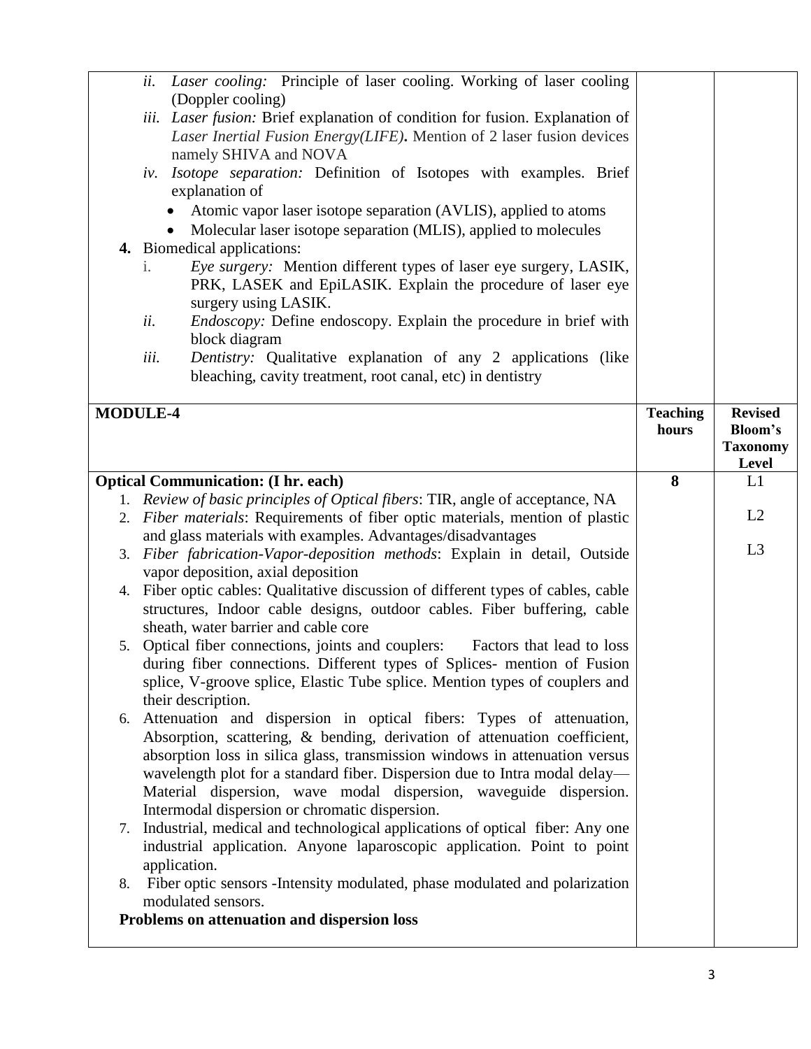| | | |
|---|---|---|
| *ii.* *Laser cooling:* Principle of laser cooling. Working of laser cooling (Doppler cooling)<br>*iii.* *Laser fusion:* Brief explanation of condition for fusion. Explanation of *Laser Inertial Fusion Energy(LIFE)***.** Mention of 2 laser fusion devices namely SHIVA and NOVA<br>*iv.* *Isotope separation:* Definition of Isotopes with examples. Brief explanation of<br>• Atomic vapor laser isotope separation (AVLIS), applied to atoms<br>• Molecular laser isotope separation (MLIS), applied to molecules<br>**4.** Biomedical applications:<br>i. *Eye surgery:* Mention different types of laser eye surgery, LASIK, PRK, LASEK and EpiLASIK. Explain the procedure of laser eye surgery using LASIK.<br>*ii.* *Endoscopy:* Define endoscopy. Explain the procedure in brief with block diagram<br>*iii.* *Dentistry:* Qualitative explanation of any 2 applications (like bleaching, cavity treatment, root canal, etc) in dentistry | | |
| **MODULE-4** | **Teaching hours** | **Revised Bloom's Taxonomy Level** |
| **Optical Communication: (I hr. each)**<br>1. *Review of basic principles of Optical fibers*: TIR, angle of acceptance, NA<br>2. *Fiber materials*: Requirements of fiber optic materials, mention of plastic and glass materials with examples. Advantages/disadvantages<br>3. *Fiber fabrication-Vapor-deposition methods*: Explain in detail, Outside vapor deposition, axial deposition<br>4. Fiber optic cables: Qualitative discussion of different types of cables, cable structures, Indoor cable designs, outdoor cables. Fiber buffering, cable sheath, water barrier and cable core<br>5. Optical fiber connections, joints and couplers: Factors that lead to loss during fiber connections. Different types of Splices- mention of Fusion splice, V-groove splice, Elastic Tube splice. Mention types of couplers and their description.<br>6. Attenuation and dispersion in optical fibers: Types of attenuation, Absorption, scattering, & bending, derivation of attenuation coefficient, absorption loss in silica glass, transmission windows in attenuation versus wavelength plot for a standard fiber. Dispersion due to Intra modal delay—Material dispersion, wave modal dispersion, waveguide dispersion. Intermodal dispersion or chromatic dispersion.<br>7. Industrial, medical and technological applications of optical fiber: Any one industrial application. Anyone laparoscopic application. Point to point application.<br>8. Fiber optic sensors -Intensity modulated, phase modulated and polarization modulated sensors.<br>**Problems on attenuation and dispersion loss** | **8** | L1<br>L2<br>L3 |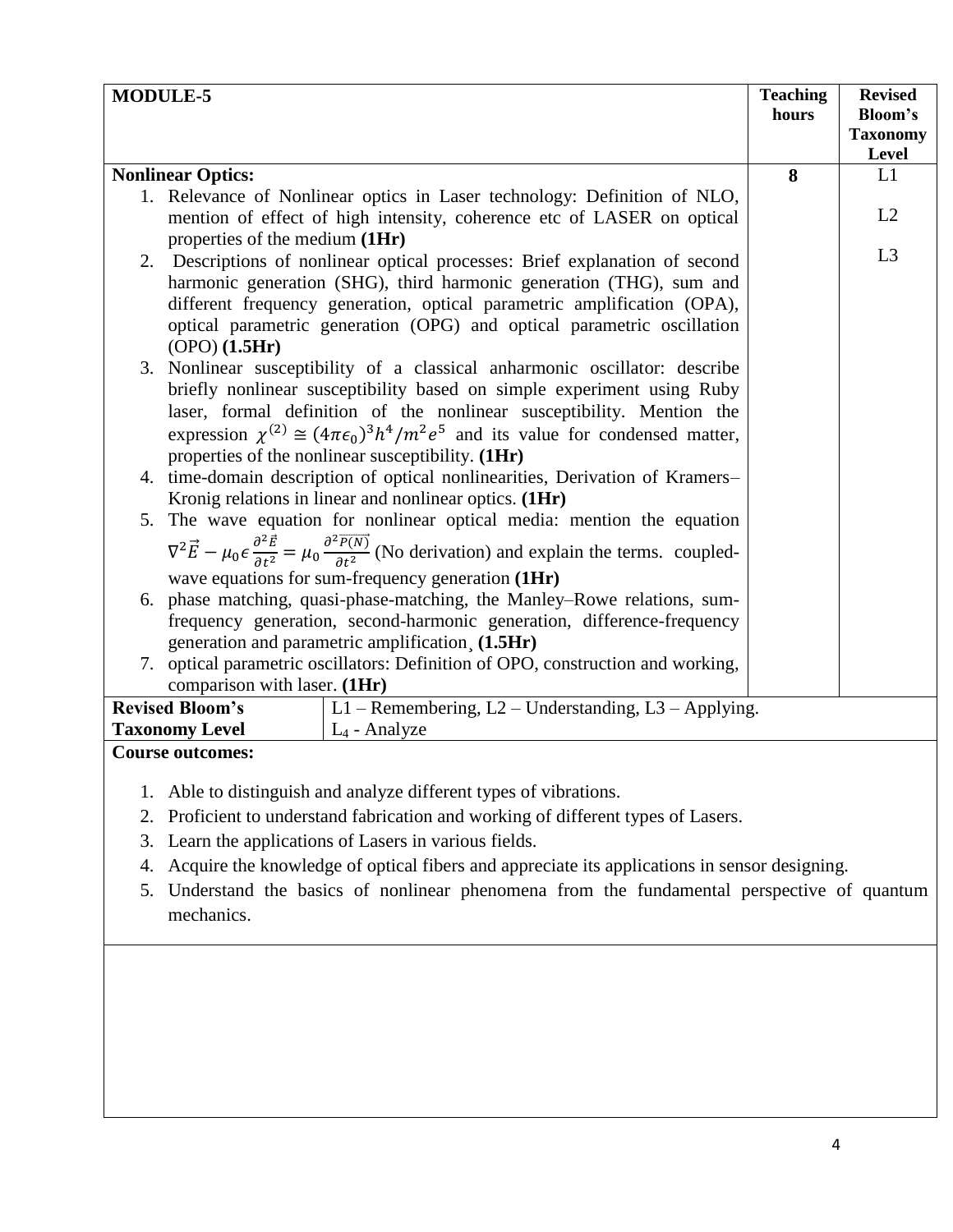| MODULE-5 | Teaching hours | Revised Bloom's Taxonomy Level |
|---|---|---|
| **Nonlinear Optics:**<br>1. Relevance of Nonlinear optics in Laser technology: Definition of NLO, mention of effect of high intensity, coherence etc of LASER on optical properties of the medium **(1Hr)**<br>2. Descriptions of nonlinear optical processes: Brief explanation of second harmonic generation (SHG), third harmonic generation (THG), sum and different frequency generation, optical parametric amplification (OPA), optical parametric generation (OPG) and optical parametric oscillation (OPO) **(1.5Hr)**<br>3. Nonlinear susceptibility of a classical anharmonic oscillator: describe briefly nonlinear susceptibility based on simple experiment using Ruby laser, formal definition of the nonlinear susceptibility. Mention the expression $\chi^{(2)} \cong (4\pi\epsilon_0)^3 h^4/m^2e^5$ and its value for condensed matter, properties of the nonlinear susceptibility. **(1Hr)**<br>4. time-domain description of optical nonlinearities, Derivation of Kramers–Kronig relations in linear and nonlinear optics. **(1Hr)**<br>5. The wave equation for nonlinear optical media: mention the equation $\nabla^2\vec{E} - \mu_0\epsilon\frac{\partial^2\vec{E}}{\partial t^2} = \mu_0\frac{\partial^2\overrightarrow{P(N)}}{\partial t^2}$ (No derivation) and explain the terms. coupled-wave equations for sum-frequency generation **(1Hr)**<br>6. phase matching, quasi-phase-matching, the Manley–Rowe relations, sum-frequency generation, second-harmonic generation, difference-frequency generation and parametric amplification¸ **(1.5Hr)**<br>7. optical parametric oscillators: Definition of OPO, construction and working, comparison with laser. **(1Hr)** | **8** | L1<br>L2<br>L3 |

| | |
|---|---|
| **Revised Bloom's Taxonomy Level** | L1 – Remembering, L2 – Understanding, L3 – Applying.<br>$L_4$ - Analyze |

**Course outcomes:**

1. Able to distinguish and analyze different types of vibrations.
2. Proficient to understand fabrication and working of different types of Lasers.
3. Learn the applications of Lasers in various fields.
4. Acquire the knowledge of optical fibers and appreciate its applications in sensor designing.
5. Understand the basics of nonlinear phenomena from the fundamental perspective of quantum mechanics.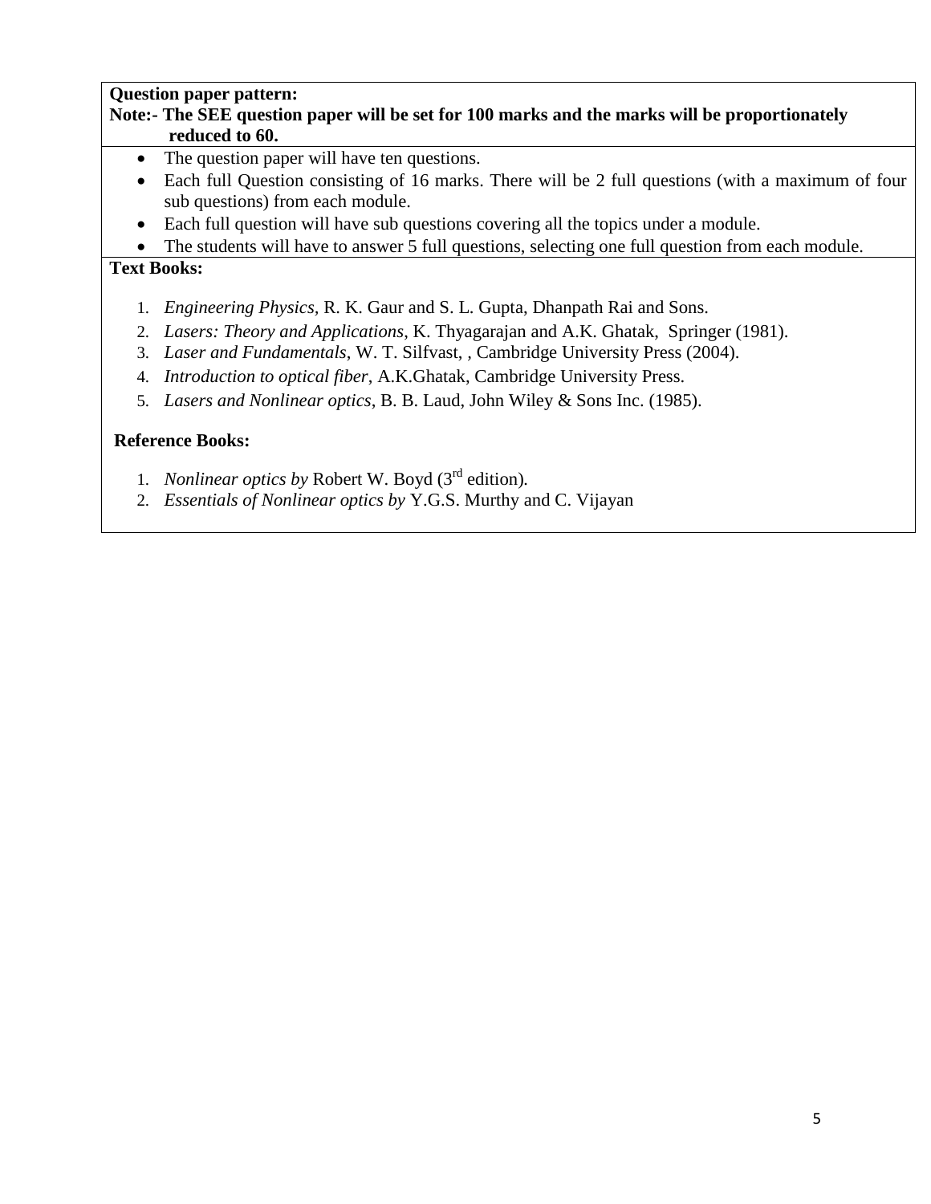**Question paper pattern:**

**Note:- The SEE question paper will be set for 100 marks and the marks will be proportionately reduced to 60.**

- The question paper will have ten questions.
- Each full Question consisting of 16 marks. There will be 2 full questions (with a maximum of four sub questions) from each module.
- Each full question will have sub questions covering all the topics under a module.
- The students will have to answer 5 full questions, selecting one full question from each module.

**Text Books:**

1. *Engineering Physics*, R. K. Gaur and S. L. Gupta, Dhanpath Rai and Sons.
2. *Lasers: Theory and Applications*, K. Thyagarajan and A.K. Ghatak, Springer (1981).
3. *Laser and Fundamentals*, W. T. Silfvast, , Cambridge University Press (2004).
4. *Introduction to optical fiber*, A.K.Ghatak, Cambridge University Press.
5. *Lasers and Nonlinear optics*, B. B. Laud, John Wiley & Sons Inc. (1985).

**Reference Books:**

1. *Nonlinear optics by* Robert W. Boyd (3rd edition).
2. *Essentials of Nonlinear optics by* Y.G.S. Murthy and C. Vijayan